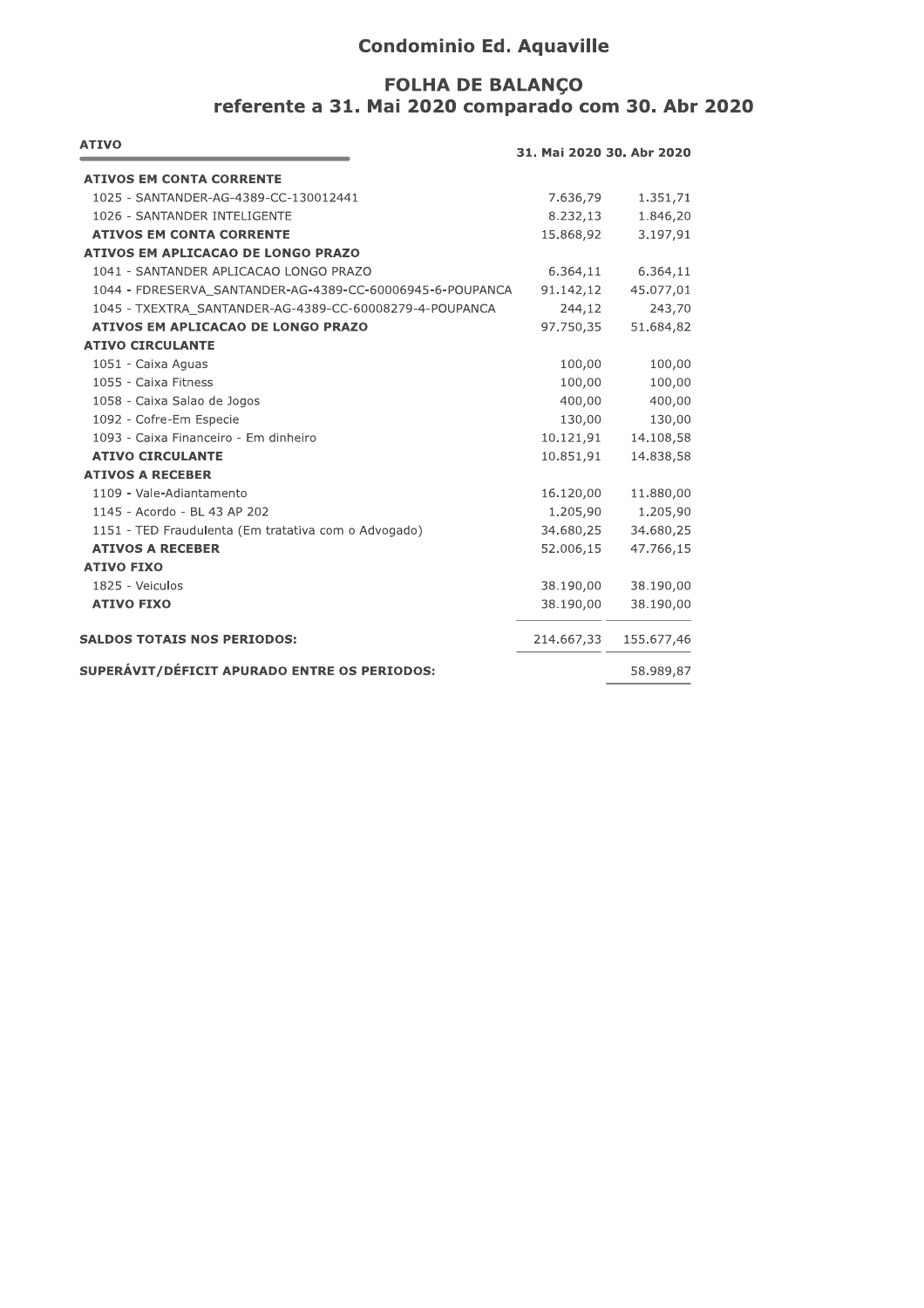# Condominio Ed. Aquaville

## FOLHA DE BALANÇO
## referente a 31. Mai 2020 comparado com 30. Abr 2020

| ATIVO | 31. Mai 2020 | 30. Abr 2020 |
|---|---|---|
| **ATIVOS EM CONTA CORRENTE** | | |
| 1025 - SANTANDER-AG-4389-CC-130012441 | 7.636,79 | 1.351,71 |
| 1026 - SANTANDER INTELIGENTE | 8.232,13 | 1.846,20 |
| **ATIVOS EM CONTA CORRENTE** | 15.868,92 | 3.197,91 |
| **ATIVOS EM APLICACAO DE LONGO PRAZO** | | |
| 1041 - SANTANDER APLICACAO LONGO PRAZO | 6.364,11 | 6.364,11 |
| 1044 - FDRESERVA_SANTANDER-AG-4389-CC-60006945-6-POUPANCA | 91.142,12 | 45.077,01 |
| 1045 - TXEXTRA_SANTANDER-AG-4389-CC-60008279-4-POUPANCA | 244,12 | 243,70 |
| **ATIVOS EM APLICACAO DE LONGO PRAZO** | 97.750,35 | 51.684,82 |
| **ATIVO CIRCULANTE** | | |
| 1051 - Caixa Aguas | 100,00 | 100,00 |
| 1055 - Caixa Fitness | 100,00 | 100,00 |
| 1058 - Caixa Salao de Jogos | 400,00 | 400,00 |
| 1092 - Cofre-Em Especie | 130,00 | 130,00 |
| 1093 - Caixa Financeiro - Em dinheiro | 10.121,91 | 14.108,58 |
| **ATIVO CIRCULANTE** | 10.851,91 | 14.838,58 |
| **ATIVOS A RECEBER** | | |
| 1109 - Vale-Adiantamento | 16.120,00 | 11.880,00 |
| 1145 - Acordo - BL 43 AP 202 | 1.205,90 | 1.205,90 |
| 1151 - TED Fraudulenta (Em tratativa com o Advogado) | 34.680,25 | 34.680,25 |
| **ATIVOS A RECEBER** | 52.006,15 | 47.766,15 |
| **ATIVO FIXO** | | |
| 1825 - Veiculos | 38.190,00 | 38.190,00 |
| **ATIVO FIXO** | 38.190,00 | 38.190,00 |
| **SALDOS TOTAIS NOS PERIODOS:** | 214.667,33 | 155.677,46 |
| **SUPERÁVIT/DÉFICIT APURADO ENTRE OS PERIODOS:** | | 58.989,87 |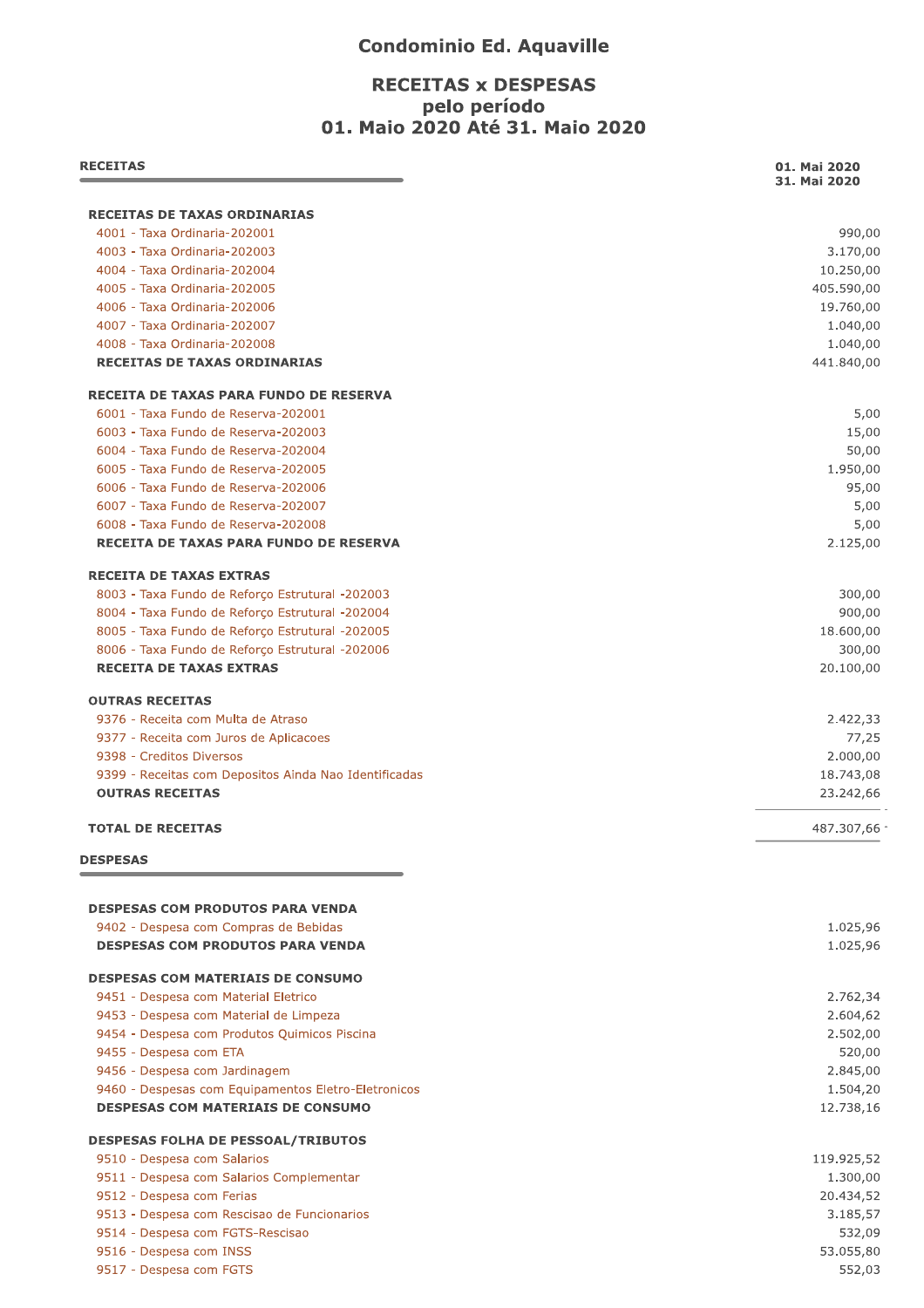# Condominio Ed. Aquaville

## RECEITAS x DESPESAS
## pelo período
## 01. Maio 2020 Até 31. Maio 2020

| RECEITAS | 01. Mai 2020<br>31. Mai 2020 |
|---|---:|
| **RECEITAS DE TAXAS ORDINARIAS** | |
| 4001 - Taxa Ordinaria-202001 | 990,00 |
| 4003 - Taxa Ordinaria-202003 | 3.170,00 |
| 4004 - Taxa Ordinaria-202004 | 10.250,00 |
| 4005 - Taxa Ordinaria-202005 | 405.590,00 |
| 4006 - Taxa Ordinaria-202006 | 19.760,00 |
| 4007 - Taxa Ordinaria-202007 | 1.040,00 |
| 4008 - Taxa Ordinaria-202008 | 1.040,00 |
| **RECEITAS DE TAXAS ORDINARIAS** | 441.840,00 |
| **RECEITA DE TAXAS PARA FUNDO DE RESERVA** | |
| 6001 - Taxa Fundo de Reserva-202001 | 5,00 |
| 6003 - Taxa Fundo de Reserva-202003 | 15,00 |
| 6004 - Taxa Fundo de Reserva-202004 | 50,00 |
| 6005 - Taxa Fundo de Reserva-202005 | 1.950,00 |
| 6006 - Taxa Fundo de Reserva-202006 | 95,00 |
| 6007 - Taxa Fundo de Reserva-202007 | 5,00 |
| 6008 - Taxa Fundo de Reserva-202008 | 5,00 |
| **RECEITA DE TAXAS PARA FUNDO DE RESERVA** | 2.125,00 |
| **RECEITA DE TAXAS EXTRAS** | |
| 8003 - Taxa Fundo de Reforço Estrutural -202003 | 300,00 |
| 8004 - Taxa Fundo de Reforço Estrutural -202004 | 900,00 |
| 8005 - Taxa Fundo de Reforço Estrutural -202005 | 18.600,00 |
| 8006 - Taxa Fundo de Reforço Estrutural -202006 | 300,00 |
| **RECEITA DE TAXAS EXTRAS** | 20.100,00 |
| **OUTRAS RECEITAS** | |
| 9376 - Receita com Multa de Atraso | 2.422,33 |
| 9377 - Receita com Juros de Aplicacoes | 77,25 |
| 9398 - Creditos Diversos | 2.000,00 |
| 9399 - Receitas com Depositos Ainda Nao Identificadas | 18.743,08 |
| **OUTRAS RECEITAS** | 23.242,66 |
| **TOTAL DE RECEITAS** | 487.307,66 |

| DESPESAS | |
|---|---:|
| **DESPESAS COM PRODUTOS PARA VENDA** | |
| 9402 - Despesa com Compras de Bebidas | 1.025,96 |
| **DESPESAS COM PRODUTOS PARA VENDA** | 1.025,96 |
| **DESPESAS COM MATERIAIS DE CONSUMO** | |
| 9451 - Despesa com Material Eletrico | 2.762,34 |
| 9453 - Despesa com Material de Limpeza | 2.604,62 |
| 9454 - Despesa com Produtos Quimicos Piscina | 2.502,00 |
| 9455 - Despesa com ETA | 520,00 |
| 9456 - Despesa com Jardinagem | 2.845,00 |
| 9460 - Despesas com Equipamentos Eletro-Eletronicos | 1.504,20 |
| **DESPESAS COM MATERIAIS DE CONSUMO** | 12.738,16 |
| **DESPESAS FOLHA DE PESSOAL/TRIBUTOS** | |
| 9510 - Despesa com Salarios | 119.925,52 |
| 9511 - Despesa com Salarios Complementar | 1.300,00 |
| 9512 - Despesa com Ferias | 20.434,52 |
| 9513 - Despesa com Rescisao de Funcionarios | 3.185,57 |
| 9514 - Despesa com FGTS-Rescisao | 532,09 |
| 9516 - Despesa com INSS | 53.055,80 |
| 9517 - Despesa com FGTS | 552,03 |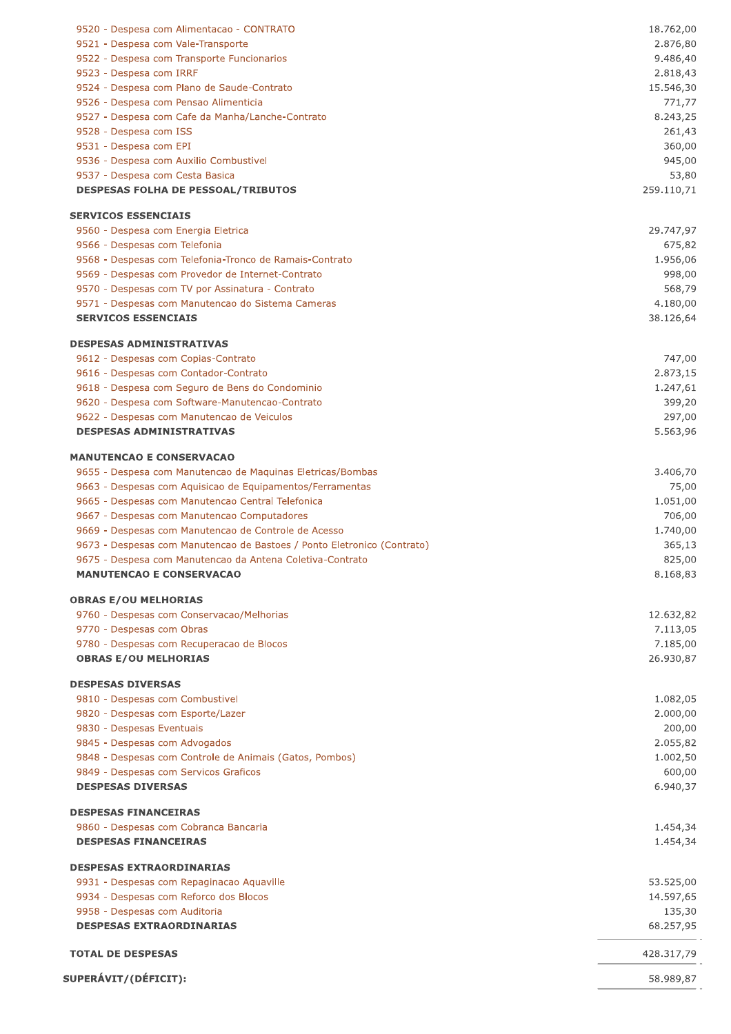| Descrição | Valor |
|---|---|
| 9520 - Despesa com Alimentacao - CONTRATO | 18.762,00 |
| 9521 - Despesa com Vale-Transporte | 2.876,80 |
| 9522 - Despesa com Transporte Funcionarios | 9.486,40 |
| 9523 - Despesa com IRRF | 2.818,43 |
| 9524 - Despesa com Plano de Saude-Contrato | 15.546,30 |
| 9526 - Despesa com Pensao Alimenticia | 771,77 |
| 9527 - Despesa com Cafe da Manha/Lanche-Contrato | 8.243,25 |
| 9528 - Despesa com ISS | 261,43 |
| 9531 - Despesa com EPI | 360,00 |
| 9536 - Despesa com Auxilio Combustivel | 945,00 |
| 9537 - Despesa com Cesta Basica | 53,80 |
| **DESPESAS FOLHA DE PESSOAL/TRIBUTOS** | **259.110,71** |
| **SERVICOS ESSENCIAIS** | |
| 9560 - Despesa com Energia Eletrica | 29.747,97 |
| 9566 - Despesas com Telefonia | 675,82 |
| 9568 - Despesas com Telefonia-Tronco de Ramais-Contrato | 1.956,06 |
| 9569 - Despesas com Provedor de Internet-Contrato | 998,00 |
| 9570 - Despesas com TV por Assinatura - Contrato | 568,79 |
| 9571 - Despesas com Manutencao do Sistema Cameras | 4.180,00 |
| **SERVICOS ESSENCIAIS** | **38.126,64** |
| **DESPESAS ADMINISTRATIVAS** | |
| 9612 - Despesas com Copias-Contrato | 747,00 |
| 9616 - Despesas com Contador-Contrato | 2.873,15 |
| 9618 - Despesa com Seguro de Bens do Condominio | 1.247,61 |
| 9620 - Despesa com Software-Manutencao-Contrato | 399,20 |
| 9622 - Despesas com Manutencao de Veiculos | 297,00 |
| **DESPESAS ADMINISTRATIVAS** | **5.563,96** |
| **MANUTENCAO E CONSERVACAO** | |
| 9655 - Despesa com Manutencao de Maquinas Eletricas/Bombas | 3.406,70 |
| 9663 - Despesas com Aquisicao de Equipamentos/Ferramentas | 75,00 |
| 9665 - Despesas com Manutencao Central Telefonica | 1.051,00 |
| 9667 - Despesas com Manutencao Computadores | 706,00 |
| 9669 - Despesas com Manutencao de Controle de Acesso | 1.740,00 |
| 9673 - Despesas com Manutencao de Bastoes / Ponto Eletronico (Contrato) | 365,13 |
| 9675 - Despesa com Manutencao da Antena Coletiva-Contrato | 825,00 |
| **MANUTENCAO E CONSERVACAO** | **8.168,83** |
| **OBRAS E/OU MELHORIAS** | |
| 9760 - Despesas com Conservacao/Melhorias | 12.632,82 |
| 9770 - Despesas com Obras | 7.113,05 |
| 9780 - Despesas com Recuperacao de Blocos | 7.185,00 |
| **OBRAS E/OU MELHORIAS** | **26.930,87** |
| **DESPESAS DIVERSAS** | |
| 9810 - Despesas com Combustivel | 1.082,05 |
| 9820 - Despesas com Esporte/Lazer | 2.000,00 |
| 9830 - Despesas Eventuais | 200,00 |
| 9845 - Despesas com Advogados | 2.055,82 |
| 9848 - Despesas com Controle de Animais (Gatos, Pombos) | 1.002,50 |
| 9849 - Despesas com Servicos Graficos | 600,00 |
| **DESPESAS DIVERSAS** | **6.940,37** |
| **DESPESAS FINANCEIRAS** | |
| 9860 - Despesas com Cobranca Bancaria | 1.454,34 |
| **DESPESAS FINANCEIRAS** | **1.454,34** |
| **DESPESAS EXTRAORDINARIAS** | |
| 9931 - Despesas com Repaginacao Aquaville | 53.525,00 |
| 9934 - Despesas com Reforco dos Blocos | 14.597,65 |
| 9958 - Despesas com Auditoria | 135,30 |
| **DESPESAS EXTRAORDINARIAS** | **68.257,95** |
| **TOTAL DE DESPESAS** | **428.317,79** |
| **SUPERÁVIT/(DÉFICIT):** | **58.989,87** |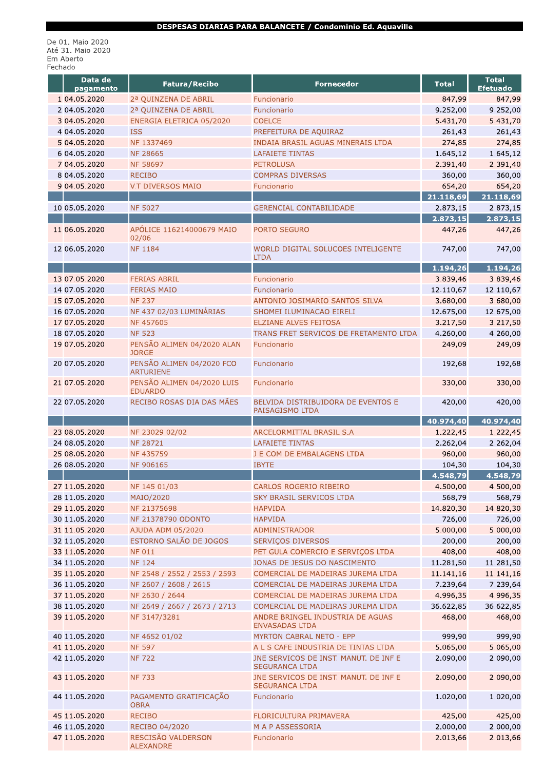**DESPESAS DIARIAS PARA BALANCETE / Condominio Ed. Aquaville**

De 01. Maio 2020
Até 31. Maio 2020
Em Aberto
Fechado

| | Data de pagamento | Fatura/Recibo | Fornecedor | Total | Total Efetuado |
|---|---|---|---|---|---|
| 1 | 04.05.2020 | 2ª QUINZENA DE ABRIL | Funcionario | 847,99 | 847,99 |
| 2 | 04.05.2020 | 2ª QUINZENA DE ABRIL | Funcionario | 9.252,00 | 9.252,00 |
| 3 | 04.05.2020 | ENERGIA ELETRICA 05/2020 | COELCE | 5.431,70 | 5.431,70 |
| 4 | 04.05.2020 | ISS | PREFEITURA DE AQUIRAZ | 261,43 | 261,43 |
| 5 | 04.05.2020 | NF 1337469 | INDAIA BRASIL AGUAS MINERAIS LTDA | 274,85 | 274,85 |
| 6 | 04.05.2020 | NF 28665 | LAFAIETE TINTAS | 1.645,12 | 1.645,12 |
| 7 | 04.05.2020 | NF 58697 | PETROLUSA | 2.391,40 | 2.391,40 |
| 8 | 04.05.2020 | RECIBO | COMPRAS DIVERSAS | 360,00 | 360,00 |
| 9 | 04.05.2020 | V.T DIVERSOS MAIO | Funcionario | 654,20 | 654,20 |
| | | | | **21.118,69** | **21.118,69** |
| 10 | 05.05.2020 | NF 5027 | GERENCIAL CONTABILIDADE | 2.873,15 | 2.873,15 |
| | | | | **2.873,15** | **2.873,15** |
| 11 | 06.05.2020 | APÓLICE 116214000679 MAIO 02/06 | PORTO SEGURO | 447,26 | 447,26 |
| 12 | 06.05.2020 | NF 1184 | WORLD DIGITAL SOLUCOES INTELIGENTE LTDA | 747,00 | 747,00 |
| | | | | **1.194,26** | **1.194,26** |
| 13 | 07.05.2020 | FERIAS ABRIL | Funcionario | 3.839,46 | 3.839,46 |
| 14 | 07.05.2020 | FERIAS MAIO | Funcionario | 12.110,67 | 12.110,67 |
| 15 | 07.05.2020 | NF 237 | ANTONIO JOSIMARIO SANTOS SILVA | 3.680,00 | 3.680,00 |
| 16 | 07.05.2020 | NF 437 02/03 LUMINÁRIAS | SHOMEI ILUMINACAO EIRELI | 12.675,00 | 12.675,00 |
| 17 | 07.05.2020 | NF 457605 | ELZIANE ALVES FEITOSA | 3.217,50 | 3.217,50 |
| 18 | 07.05.2020 | NF 523 | TRANS FRET SERVICOS DE FRETAMENTO LTDA | 4.260,00 | 4.260,00 |
| 19 | 07.05.2020 | PENSÃO ALIMEN 04/2020 ALAN JORGE | Funcionario | 249,09 | 249,09 |
| 20 | 07.05.2020 | PENSÃO ALIMEN 04/2020 FCO ARTURIENE | Funcionario | 192,68 | 192,68 |
| 21 | 07.05.2020 | PENSÃO ALIMEN 04/2020 LUIS EDUARDO | Funcionario | 330,00 | 330,00 |
| 22 | 07.05.2020 | RECIBO ROSAS DIA DAS MÃES | BELVIDA DISTRIBUIDORA DE EVENTOS E PAISAGISMO LTDA | 420,00 | 420,00 |
| | | | | **40.974,40** | **40.974,40** |
| 23 | 08.05.2020 | NF 23029 02/02 | ARCELORMITTAL BRASIL S.A | 1.222,45 | 1.222,45 |
| 24 | 08.05.2020 | NF 28721 | LAFAIETE TINTAS | 2.262,04 | 2.262,04 |
| 25 | 08.05.2020 | NF 435759 | J E COM DE EMBALAGENS LTDA | 960,00 | 960,00 |
| 26 | 08.05.2020 | NF 906165 | IBYTE | 104,30 | 104,30 |
| | | | | **4.548,79** | **4.548,79** |
| 27 | 11.05.2020 | NF 145 01/03 | CARLOS ROGERIO RIBEIRO | 4.500,00 | 4.500,00 |
| 28 | 11.05.2020 | MAIO/2020 | SKY BRASIL SERVICOS LTDA | 568,79 | 568,79 |
| 29 | 11.05.2020 | NF 21375698 | HAPVIDA | 14.820,30 | 14.820,30 |
| 30 | 11.05.2020 | NF 21378790 ODONTO | HAPVIDA | 726,00 | 726,00 |
| 31 | 11.05.2020 | AJUDA ADM 05/2020 | ADMINISTRADOR | 5.000,00 | 5.000,00 |
| 32 | 11.05.2020 | ESTORNO SALÃO DE JOGOS | SERVIÇOS DIVERSOS | 200,00 | 200,00 |
| 33 | 11.05.2020 | NF 011 | PET GULA COMERCIO E SERVIÇOS LTDA | 408,00 | 408,00 |
| 34 | 11.05.2020 | NF 124 | JONAS DE JESUS DO NASCIMENTO | 11.281,50 | 11.281,50 |
| 35 | 11.05.2020 | NF 2548 / 2552 / 2553 / 2593 | COMERCIAL DE MADEIRAS JUREMA LTDA | 11.141,16 | 11.141,16 |
| 36 | 11.05.2020 | NF 2607 / 2608 / 2615 | COMERCIAL DE MADEIRAS JUREMA LTDA | 7.239,64 | 7.239,64 |
| 37 | 11.05.2020 | NF 2630 / 2644 | COMERCIAL DE MADEIRAS JUREMA LTDA | 4.996,35 | 4.996,35 |
| 38 | 11.05.2020 | NF 2649 / 2667 / 2673 / 2713 | COMERCIAL DE MADEIRAS JUREMA LTDA | 36.622,85 | 36.622,85 |
| 39 | 11.05.2020 | NF 3147/3281 | ANDRE BRINGEL INDUSTRIA DE AGUAS ENVASADAS LTDA | 468,00 | 468,00 |
| 40 | 11.05.2020 | NF 4652 01/02 | MYRTON CABRAL NETO - EPP | 999,90 | 999,90 |
| 41 | 11.05.2020 | NF 597 | A L S CAFE INDUSTRIA DE TINTAS LTDA | 5.065,00 | 5.065,00 |
| 42 | 11.05.2020 | NF 722 | JNE SERVICOS DE INST. MANUT. DE INF E SEGURANCA LTDA | 2.090,00 | 2.090,00 |
| 43 | 11.05.2020 | NF 733 | JNE SERVICOS DE INST. MANUT. DE INF E SEGURANCA LTDA | 2.090,00 | 2.090,00 |
| 44 | 11.05.2020 | PAGAMENTO GRATIFICAÇÃO OBRA | Funcionario | 1.020,00 | 1.020,00 |
| 45 | 11.05.2020 | RECIBO | FLORICULTURA PRIMAVERA | 425,00 | 425,00 |
| 46 | 11.05.2020 | RECIBO 04/2020 | M A P ASSESSORIA | 2.000,00 | 2.000,00 |
| 47 | 11.05.2020 | RESCISÃO VALDERSON ALEXANDRE | Funcionario | 2.013,66 | 2.013,66 |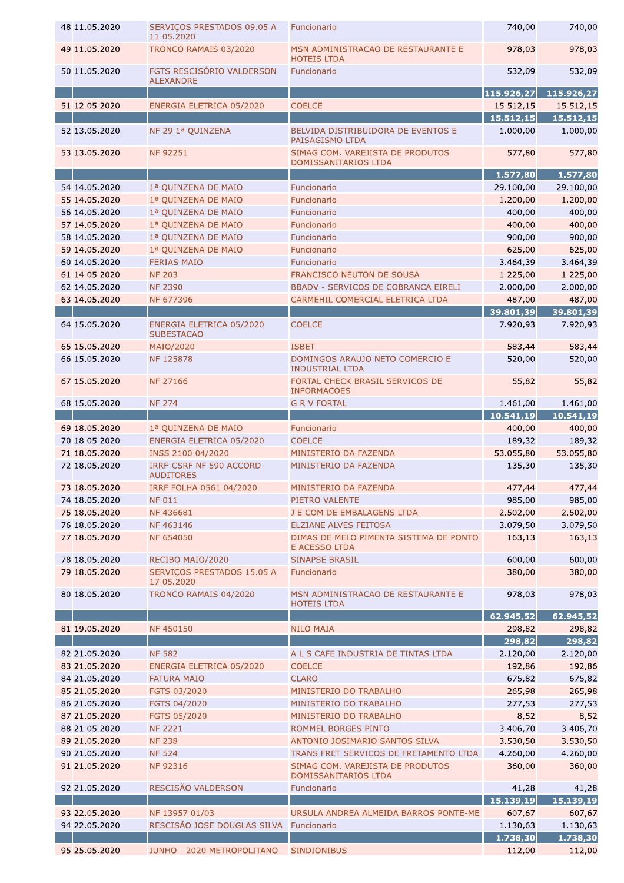| | | | | | |
|---|---|---|---|---|---|
| 48 | 11.05.2020 | SERVIÇOS PRESTADOS 09.05 A 11.05.2020 | Funcionario | 740,00 | 740,00 |
| 49 | 11.05.2020 | TRONCO RAMAIS 03/2020 | MSN ADMINISTRACAO DE RESTAURANTE E HOTEIS LTDA | 978,03 | 978,03 |
| 50 | 11.05.2020 | FGTS RESCISÓRIO VALDERSON ALEXANDRE | Funcionario | 532,09 | 532,09 |
| | | | | **115.926,27** | **115.926,27** |
| 51 | 12.05.2020 | ENERGIA ELETRICA 05/2020 | COELCE | 15.512,15 | 15.512,15 |
| | | | | **15.512,15** | **15.512,15** |
| 52 | 13.05.2020 | NF 29 1ª QUINZENA | BELVIDA DISTRIBUIDORA DE EVENTOS E PAISAGISMO LTDA | 1.000,00 | 1.000,00 |
| 53 | 13.05.2020 | NF 92251 | SIMAG COM. VAREJISTA DE PRODUTOS DOMISSANITARIOS LTDA | 577,80 | 577,80 |
| | | | | **1.577,80** | **1.577,80** |
| 54 | 14.05.2020 | 1ª QUINZENA DE MAIO | Funcionario | 29.100,00 | 29.100,00 |
| 55 | 14.05.2020 | 1ª QUINZENA DE MAIO | Funcionario | 1.200,00 | 1.200,00 |
| 56 | 14.05.2020 | 1ª QUINZENA DE MAIO | Funcionario | 400,00 | 400,00 |
| 57 | 14.05.2020 | 1ª QUINZENA DE MAIO | Funcionario | 400,00 | 400,00 |
| 58 | 14.05.2020 | 1ª QUINZENA DE MAIO | Funcionario | 900,00 | 900,00 |
| 59 | 14.05.2020 | 1ª QUINZENA DE MAIO | Funcionario | 625,00 | 625,00 |
| 60 | 14.05.2020 | FERIAS MAIO | Funcionario | 3.464,39 | 3.464,39 |
| 61 | 14.05.2020 | NF 203 | FRANCISCO NEUTON DE SOUSA | 1.225,00 | 1.225,00 |
| 62 | 14.05.2020 | NF 2390 | BBADV - SERVICOS DE COBRANCA EIRELI | 2.000,00 | 2.000,00 |
| 63 | 14.05.2020 | NF 677396 | CARMEHIL COMERCIAL ELETRICA LTDA | 487,00 | 487,00 |
| | | | | **39.801,39** | **39.801,39** |
| 64 | 15.05.2020 | ENERGIA ELETRICA 05/2020 SUBESTACAO | COELCE | 7.920,93 | 7.920,93 |
| 65 | 15.05.2020 | MAIO/2020 | ISBET | 583,44 | 583,44 |
| 66 | 15.05.2020 | NF 125878 | DOMINGOS ARAUJO NETO COMERCIO E INDUSTRIAL LTDA | 520,00 | 520,00 |
| 67 | 15.05.2020 | NF 27166 | FORTAL CHECK BRASIL SERVICOS DE INFORMACOES | 55,82 | 55,82 |
| 68 | 15.05.2020 | NF 274 | G R V FORTAL | 1.461,00 | 1.461,00 |
| | | | | **10.541,19** | **10.541,19** |
| 69 | 18.05.2020 | 1ª QUINZENA DE MAIO | Funcionario | 400,00 | 400,00 |
| 70 | 18.05.2020 | ENERGIA ELETRICA 05/2020 | COELCE | 189,32 | 189,32 |
| 71 | 18.05.2020 | INSS 2100 04/2020 | MINISTERIO DA FAZENDA | 53.055,80 | 53.055,80 |
| 72 | 18.05.2020 | IRRF-CSRF NF 590 ACCORD AUDITORES | MINISTERIO DA FAZENDA | 135,30 | 135,30 |
| 73 | 18.05.2020 | IRRF FOLHA 0561 04/2020 | MINISTERIO DA FAZENDA | 477,44 | 477,44 |
| 74 | 18.05.2020 | NF 011 | PIETRO VALENTE | 985,00 | 985,00 |
| 75 | 18.05.2020 | NF 436681 | J E COM DE EMBALAGENS LTDA | 2.502,00 | 2.502,00 |
| 76 | 18.05.2020 | NF 463146 | ELZIANE ALVES FEITOSA | 3.079,50 | 3.079,50 |
| 77 | 18.05.2020 | NF 654050 | DIMAS DE MELO PIMENTA SISTEMA DE PONTO E ACESSO LTDA | 163,13 | 163,13 |
| 78 | 18.05.2020 | RECIBO MAIO/2020 | SINAPSE BRASIL | 600,00 | 600,00 |
| 79 | 18.05.2020 | SERVIÇOS PRESTADOS 15.05 A 17.05.2020 | Funcionario | 380,00 | 380,00 |
| 80 | 18.05.2020 | TRONCO RAMAIS 04/2020 | MSN ADMINISTRACAO DE RESTAURANTE E HOTEIS LTDA | 978,03 | 978,03 |
| | | | | **62.945,52** | **62.945,52** |
| 81 | 19.05.2020 | NF 450150 | NILO MAIA | 298,82 | 298,82 |
| | | | | **298,82** | **298,82** |
| 82 | 21.05.2020 | NF 582 | A L S CAFE INDUSTRIA DE TINTAS LTDA | 2.120,00 | 2.120,00 |
| 83 | 21.05.2020 | ENERGIA ELETRICA 05/2020 | COELCE | 192,86 | 192,86 |
| 84 | 21.05.2020 | FATURA MAIO | CLARO | 675,82 | 675,82 |
| 85 | 21.05.2020 | FGTS 03/2020 | MINISTERIO DO TRABALHO | 265,98 | 265,98 |
| 86 | 21.05.2020 | FGTS 04/2020 | MINISTERIO DO TRABALHO | 277,53 | 277,53 |
| 87 | 21.05.2020 | FGTS 05/2020 | MINISTERIO DO TRABALHO | 8,52 | 8,52 |
| 88 | 21.05.2020 | NF 2221 | ROMMEL BORGES PINTO | 3.406,70 | 3.406,70 |
| 89 | 21.05.2020 | NF 238 | ANTONIO JOSIMARIO SANTOS SILVA | 3.530,50 | 3.530,50 |
| 90 | 21.05.2020 | NF 524 | TRANS FRET SERVICOS DE FRETAMENTO LTDA | 4.260,00 | 4.260,00 |
| 91 | 21.05.2020 | NF 92316 | SIMAG COM. VAREJISTA DE PRODUTOS DOMISSANITARIOS LTDA | 360,00 | 360,00 |
| 92 | 21.05.2020 | RESCISÃO VALDERSON | Funcionario | 41,28 | 41,28 |
| | | | | **15.139,19** | **15.139,19** |
| 93 | 22.05.2020 | NF 13957 01/03 | URSULA ANDREA ALMEIDA BARROS PONTE-ME | 607,67 | 607,67 |
| 94 | 22.05.2020 | RESCISÃO JOSE DOUGLAS SILVA | Funcionario | 1.130,63 | 1.130,63 |
| | | | | **1.738,30** | **1.738,30** |
| 95 | 25.05.2020 | JUNHO - 2020 METROPOLITANO | SINDIONIBUS | 112,00 | 112,00 |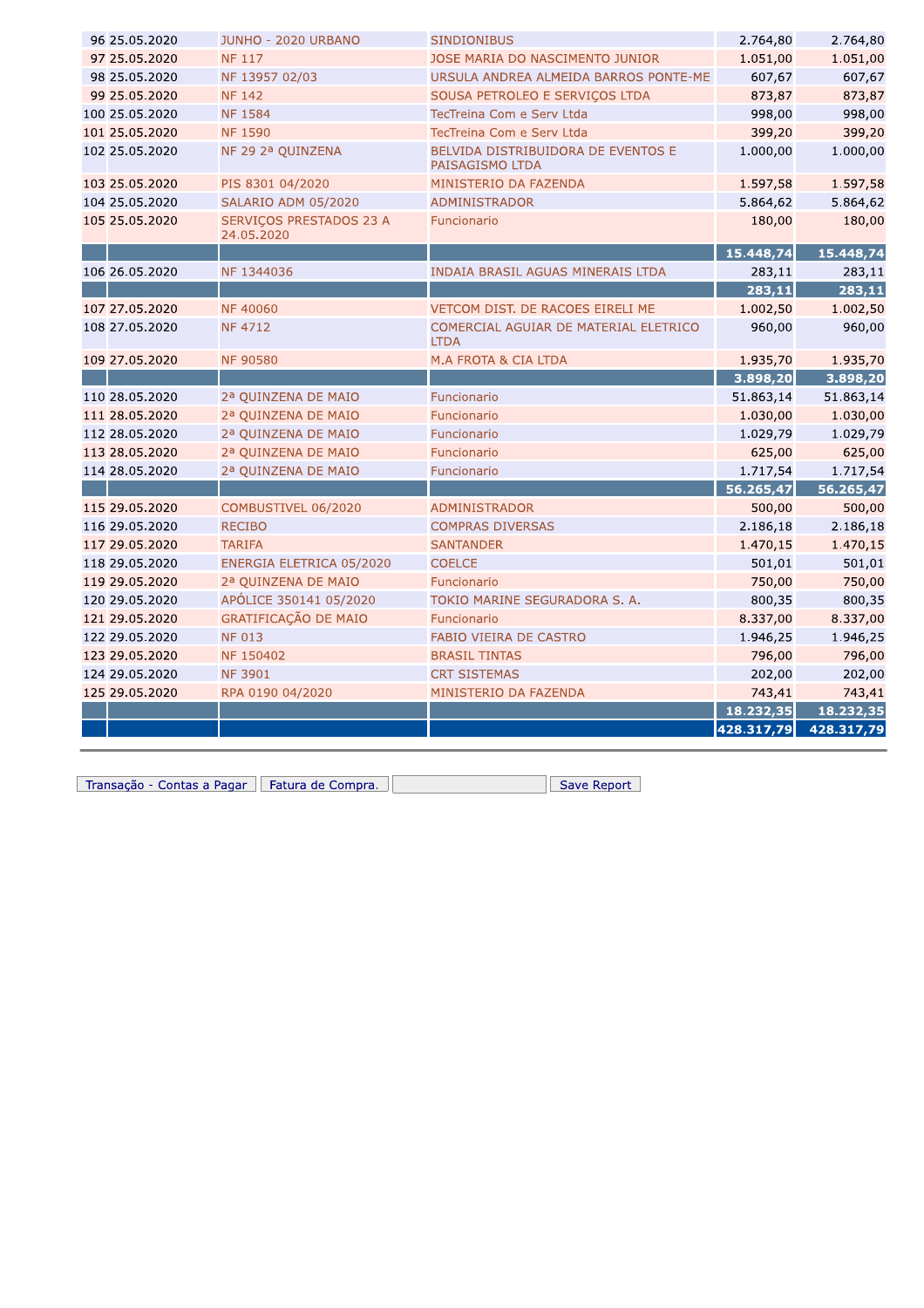| | | | | | |
|---|---|---|---|---|---|
| 96 | 25.05.2020 | JUNHO - 2020 URBANO | SINDIONIBUS | 2.764,80 | 2.764,80 |
| 97 | 25.05.2020 | NF 117 | JOSE MARIA DO NASCIMENTO JUNIOR | 1.051,00 | 1.051,00 |
| 98 | 25.05.2020 | NF 13957 02/03 | URSULA ANDREA ALMEIDA BARROS PONTE-ME | 607,67 | 607,67 |
| 99 | 25.05.2020 | NF 142 | SOUSA PETROLEO E SERVIÇOS LTDA | 873,87 | 873,87 |
| 100 | 25.05.2020 | NF 1584 | TecTreina Com e Serv Ltda | 998,00 | 998,00 |
| 101 | 25.05.2020 | NF 1590 | TecTreina Com e Serv Ltda | 399,20 | 399,20 |
| 102 | 25.05.2020 | NF 29 2ª QUINZENA | BELVIDA DISTRIBUIDORA DE EVENTOS E PAISAGISMO LTDA | 1.000,00 | 1.000,00 |
| 103 | 25.05.2020 | PIS 8301 04/2020 | MINISTERIO DA FAZENDA | 1.597,58 | 1.597,58 |
| 104 | 25.05.2020 | SALARIO ADM 05/2020 | ADMINISTRADOR | 5.864,62 | 5.864,62 |
| 105 | 25.05.2020 | SERVIÇOS PRESTADOS 23 A 24.05.2020 | Funcionario | 180,00 | 180,00 |
| | | | | **15.448,74** | **15.448,74** |
| 106 | 26.05.2020 | NF 1344036 | INDAIA BRASIL AGUAS MINERAIS LTDA | 283,11 | 283,11 |
| | | | | **283,11** | **283,11** |
| 107 | 27.05.2020 | NF 40060 | VETCOM DIST. DE RACOES EIRELI ME | 1.002,50 | 1.002,50 |
| 108 | 27.05.2020 | NF 4712 | COMERCIAL AGUIAR DE MATERIAL ELETRICO LTDA | 960,00 | 960,00 |
| 109 | 27.05.2020 | NF 90580 | M.A FROTA & CIA LTDA | 1.935,70 | 1.935,70 |
| | | | | **3.898,20** | **3.898,20** |
| 110 | 28.05.2020 | 2ª QUINZENA DE MAIO | Funcionario | 51.863,14 | 51.863,14 |
| 111 | 28.05.2020 | 2ª QUINZENA DE MAIO | Funcionario | 1.030,00 | 1.030,00 |
| 112 | 28.05.2020 | 2ª QUINZENA DE MAIO | Funcionario | 1.029,79 | 1.029,79 |
| 113 | 28.05.2020 | 2ª QUINZENA DE MAIO | Funcionario | 625,00 | 625,00 |
| 114 | 28.05.2020 | 2ª QUINZENA DE MAIO | Funcionario | 1.717,54 | 1.717,54 |
| | | | | **56.265,47** | **56.265,47** |
| 115 | 29.05.2020 | COMBUSTIVEL 06/2020 | ADMINISTRADOR | 500,00 | 500,00 |
| 116 | 29.05.2020 | RECIBO | COMPRAS DIVERSAS | 2.186,18 | 2.186,18 |
| 117 | 29.05.2020 | TARIFA | SANTANDER | 1.470,15 | 1.470,15 |
| 118 | 29.05.2020 | ENERGIA ELETRICA 05/2020 | COELCE | 501,01 | 501,01 |
| 119 | 29.05.2020 | 2ª QUINZENA DE MAIO | Funcionario | 750,00 | 750,00 |
| 120 | 29.05.2020 | APÓLICE 350141 05/2020 | TOKIO MARINE SEGURADORA S. A. | 800,35 | 800,35 |
| 121 | 29.05.2020 | GRATIFICAÇÃO DE MAIO | Funcionario | 8.337,00 | 8.337,00 |
| 122 | 29.05.2020 | NF 013 | FABIO VIEIRA DE CASTRO | 1.946,25 | 1.946,25 |
| 123 | 29.05.2020 | NF 150402 | BRASIL TINTAS | 796,00 | 796,00 |
| 124 | 29.05.2020 | NF 3901 | CRT SISTEMAS | 202,00 | 202,00 |
| 125 | 29.05.2020 | RPA 0190 04/2020 | MINISTERIO DA FAZENDA | 743,41 | 743,41 |
| | | | | **18.232,35** | **18.232,35** |
| | | | | **428.317,79** | **428.317,79** |

Transação - Contas a Pagar | Fatura de Compra. | Save Report